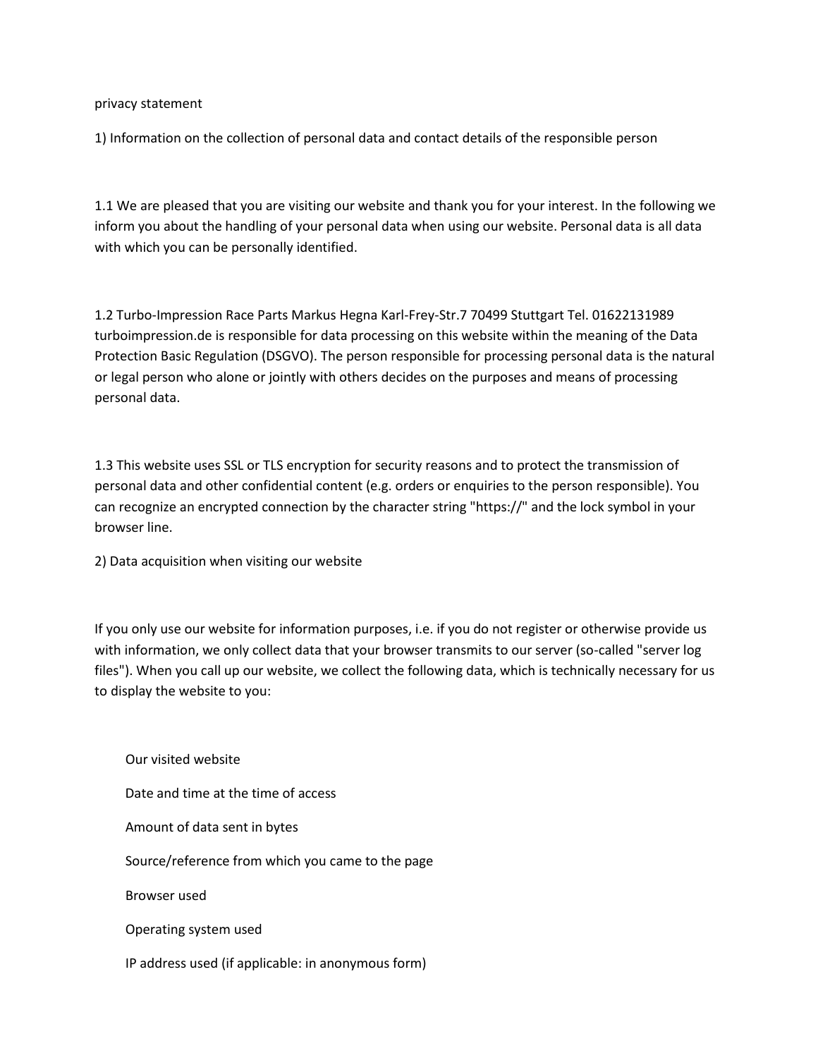privacy statement

1) Information on the collection of personal data and contact details of the responsible person

1.1 We are pleased that you are visiting our website and thank you for your interest. In the following we inform you about the handling of your personal data when using our website. Personal data is all data with which you can be personally identified.

1.2 Turbo-Impression Race Parts Markus Hegna Karl-Frey-Str.7 70499 Stuttgart Tel. 01622131989 turboimpression.de is responsible for data processing on this website within the meaning of the Data Protection Basic Regulation (DSGVO). The person responsible for processing personal data is the natural or legal person who alone or jointly with others decides on the purposes and means of processing personal data.

1.3 This website uses SSL or TLS encryption for security reasons and to protect the transmission of personal data and other confidential content (e.g. orders or enquiries to the person responsible). You can recognize an encrypted connection by the character string "https://" and the lock symbol in your browser line.

2) Data acquisition when visiting our website

If you only use our website for information purposes, i.e. if you do not register or otherwise provide us with information, we only collect data that your browser transmits to our server (so-called "server log files"). When you call up our website, we collect the following data, which is technically necessary for us to display the website to you:

- Our visited website
- Date and time at the time of access
- Amount of data sent in bytes
- Source/reference from which you came to the page
- Browser used
- Operating system used
- IP address used (if applicable: in anonymous form)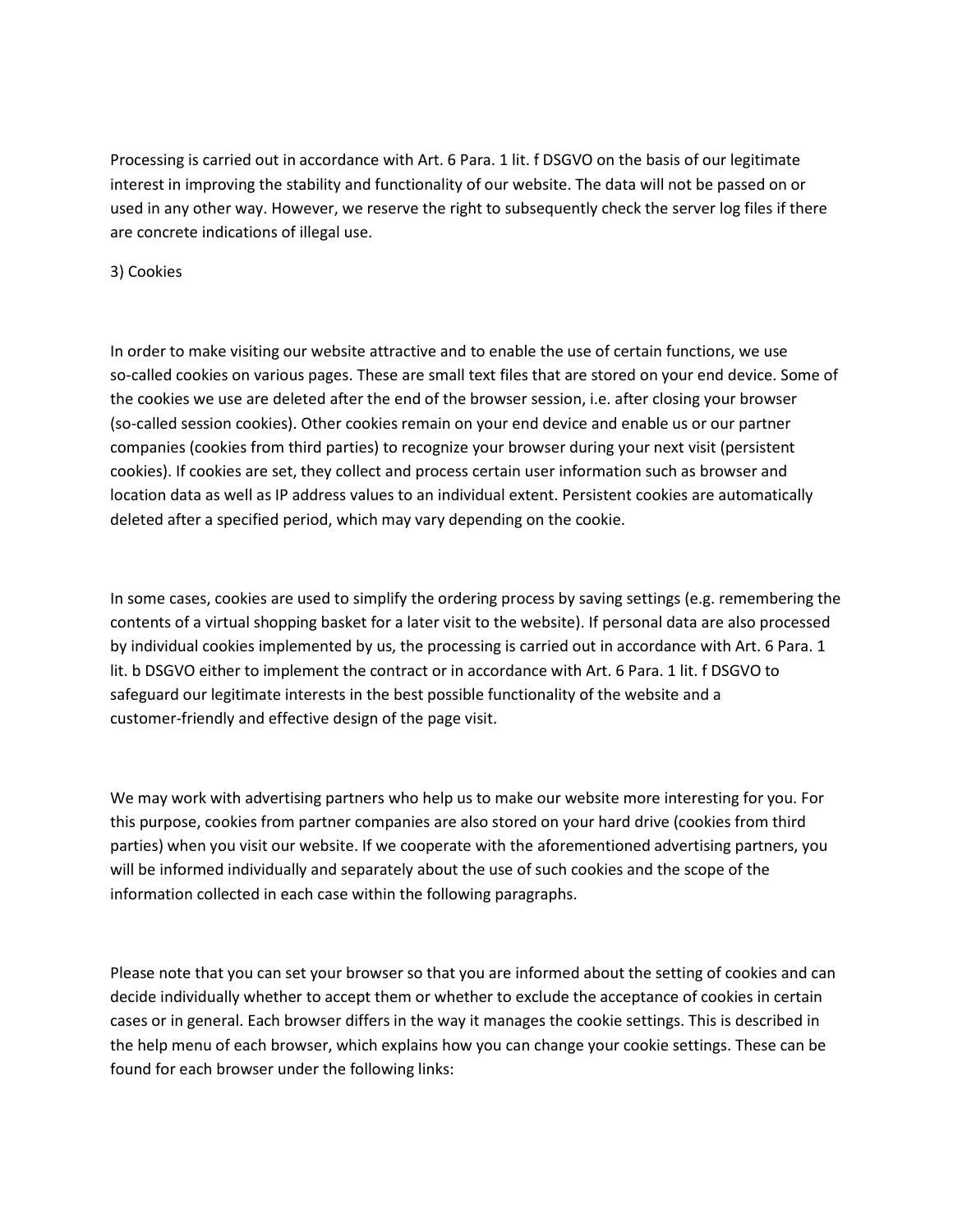Processing is carried out in accordance with Art. 6 Para. 1 lit. f DSGVO on the basis of our legitimate interest in improving the stability and functionality of our website. The data will not be passed on or used in any other way. However, we reserve the right to subsequently check the server log files if there are concrete indications of illegal use.

3) Cookies

In order to make visiting our website attractive and to enable the use of certain functions, we use so-called cookies on various pages. These are small text files that are stored on your end device. Some of the cookies we use are deleted after the end of the browser session, i.e. after closing your browser (so-called session cookies). Other cookies remain on your end device and enable us or our partner companies (cookies from third parties) to recognize your browser during your next visit (persistent cookies). If cookies are set, they collect and process certain user information such as browser and location data as well as IP address values to an individual extent. Persistent cookies are automatically deleted after a specified period, which may vary depending on the cookie.

In some cases, cookies are used to simplify the ordering process by saving settings (e.g. remembering the contents of a virtual shopping basket for a later visit to the website). If personal data are also processed by individual cookies implemented by us, the processing is carried out in accordance with Art. 6 Para. 1 lit. b DSGVO either to implement the contract or in accordance with Art. 6 Para. 1 lit. f DSGVO to safeguard our legitimate interests in the best possible functionality of the website and a customer-friendly and effective design of the page visit.

We may work with advertising partners who help us to make our website more interesting for you. For this purpose, cookies from partner companies are also stored on your hard drive (cookies from third parties) when you visit our website. If we cooperate with the aforementioned advertising partners, you will be informed individually and separately about the use of such cookies and the scope of the information collected in each case within the following paragraphs.

Please note that you can set your browser so that you are informed about the setting of cookies and can decide individually whether to accept them or whether to exclude the acceptance of cookies in certain cases or in general. Each browser differs in the way it manages the cookie settings. This is described in the help menu of each browser, which explains how you can change your cookie settings. These can be found for each browser under the following links: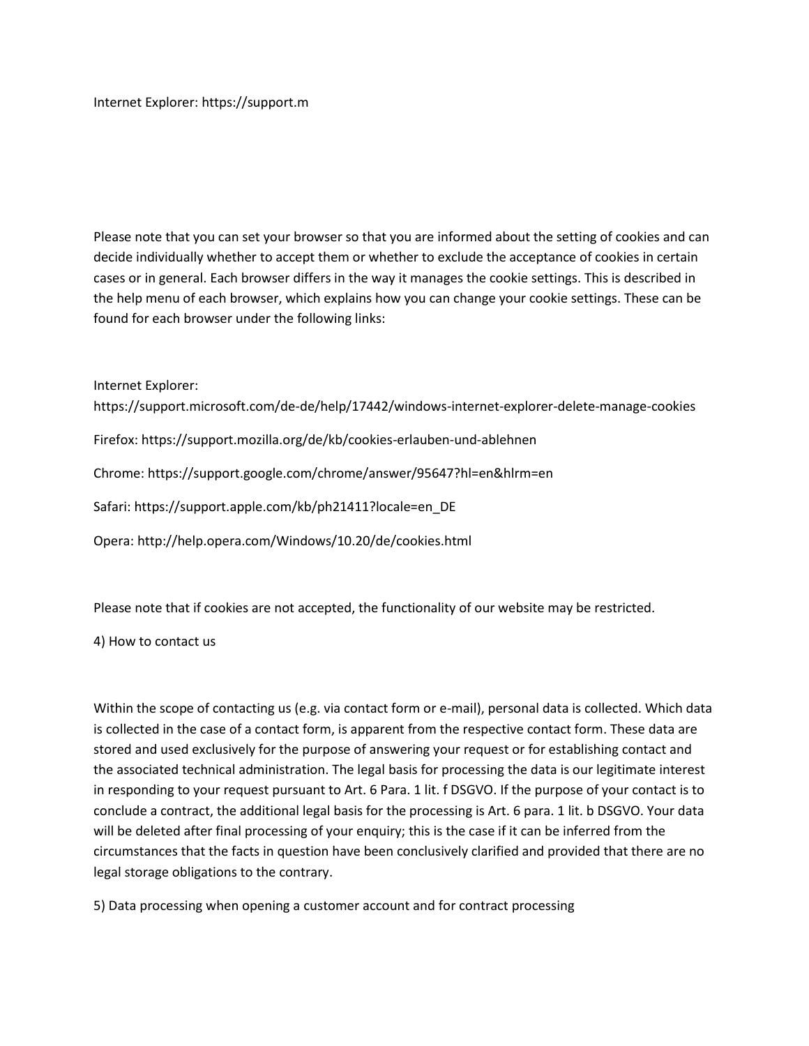Internet Explorer: https://support.m

Please note that you can set your browser so that you are informed about the setting of cookies and can decide individually whether to accept them or whether to exclude the acceptance of cookies in certain cases or in general. Each browser differs in the way it manages the cookie settings. This is described in the help menu of each browser, which explains how you can change your cookie settings. These can be found for each browser under the following links:

Internet Explorer: https://support.microsoft.com/de-de/help/17442/windows-internet-explorer-delete-manage-cookies

Firefox: https://support.mozilla.org/de/kb/cookies-erlauben-und-ablehnen

Chrome: https://support.google.com/chrome/answer/95647?hl=en&hlrm=en

Safari: https://support.apple.com/kb/ph21411?locale=en_DE

Opera: http://help.opera.com/Windows/10.20/de/cookies.html

Please note that if cookies are not accepted, the functionality of our website may be restricted.

4) How to contact us

Within the scope of contacting us (e.g. via contact form or e-mail), personal data is collected. Which data is collected in the case of a contact form, is apparent from the respective contact form. These data are stored and used exclusively for the purpose of answering your request or for establishing contact and the associated technical administration. The legal basis for processing the data is our legitimate interest in responding to your request pursuant to Art. 6 Para. 1 lit. f DSGVO. If the purpose of your contact is to conclude a contract, the additional legal basis for the processing is Art. 6 para. 1 lit. b DSGVO. Your data will be deleted after final processing of your enquiry; this is the case if it can be inferred from the circumstances that the facts in question have been conclusively clarified and provided that there are no legal storage obligations to the contrary.

5) Data processing when opening a customer account and for contract processing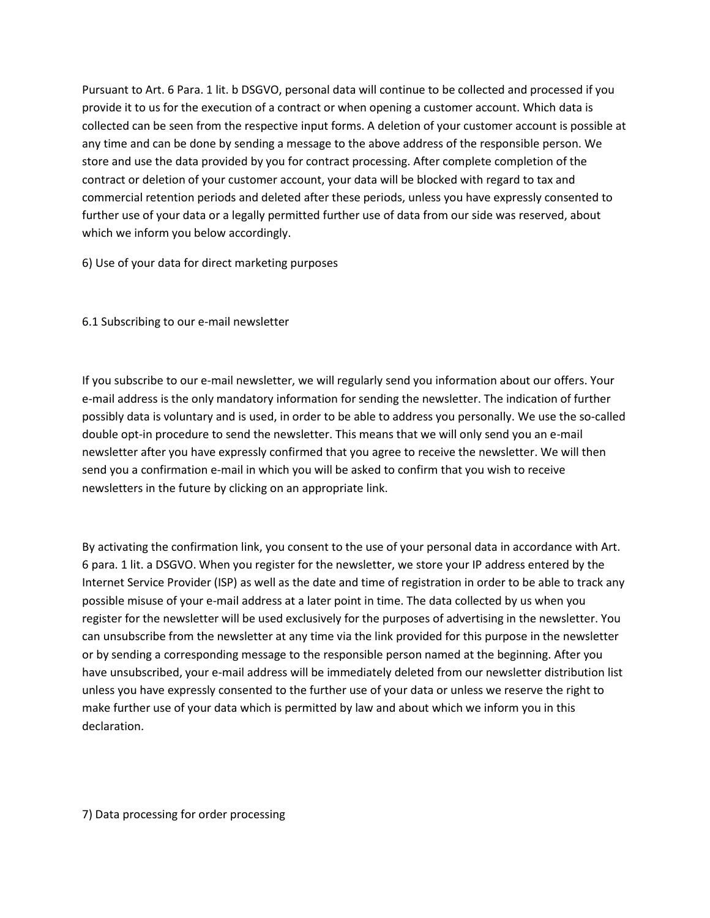Pursuant to Art. 6 Para. 1 lit. b DSGVO, personal data will continue to be collected and processed if you provide it to us for the execution of a contract or when opening a customer account. Which data is collected can be seen from the respective input forms. A deletion of your customer account is possible at any time and can be done by sending a message to the above address of the responsible person. We store and use the data provided by you for contract processing. After complete completion of the contract or deletion of your customer account, your data will be blocked with regard to tax and commercial retention periods and deleted after these periods, unless you have expressly consented to further use of your data or a legally permitted further use of data from our side was reserved, about which we inform you below accordingly.

## 6) Use of your data for direct marketing purposes

### 6.1 Subscribing to our e-mail newsletter

If you subscribe to our e-mail newsletter, we will regularly send you information about our offers. Your e-mail address is the only mandatory information for sending the newsletter. The indication of further possibly data is voluntary and is used, in order to be able to address you personally. We use the so-called double opt-in procedure to send the newsletter. This means that we will only send you an e-mail newsletter after you have expressly confirmed that you agree to receive the newsletter. We will then send you a confirmation e-mail in which you will be asked to confirm that you wish to receive newsletters in the future by clicking on an appropriate link.

By activating the confirmation link, you consent to the use of your personal data in accordance with Art. 6 para. 1 lit. a DSGVO. When you register for the newsletter, we store your IP address entered by the Internet Service Provider (ISP) as well as the date and time of registration in order to be able to track any possible misuse of your e-mail address at a later point in time. The data collected by us when you register for the newsletter will be used exclusively for the purposes of advertising in the newsletter. You can unsubscribe from the newsletter at any time via the link provided for this purpose in the newsletter or by sending a corresponding message to the responsible person named at the beginning. After you have unsubscribed, your e-mail address will be immediately deleted from our newsletter distribution list unless you have expressly consented to the further use of your data or unless we reserve the right to make further use of your data which is permitted by law and about which we inform you in this declaration.

## 7) Data processing for order processing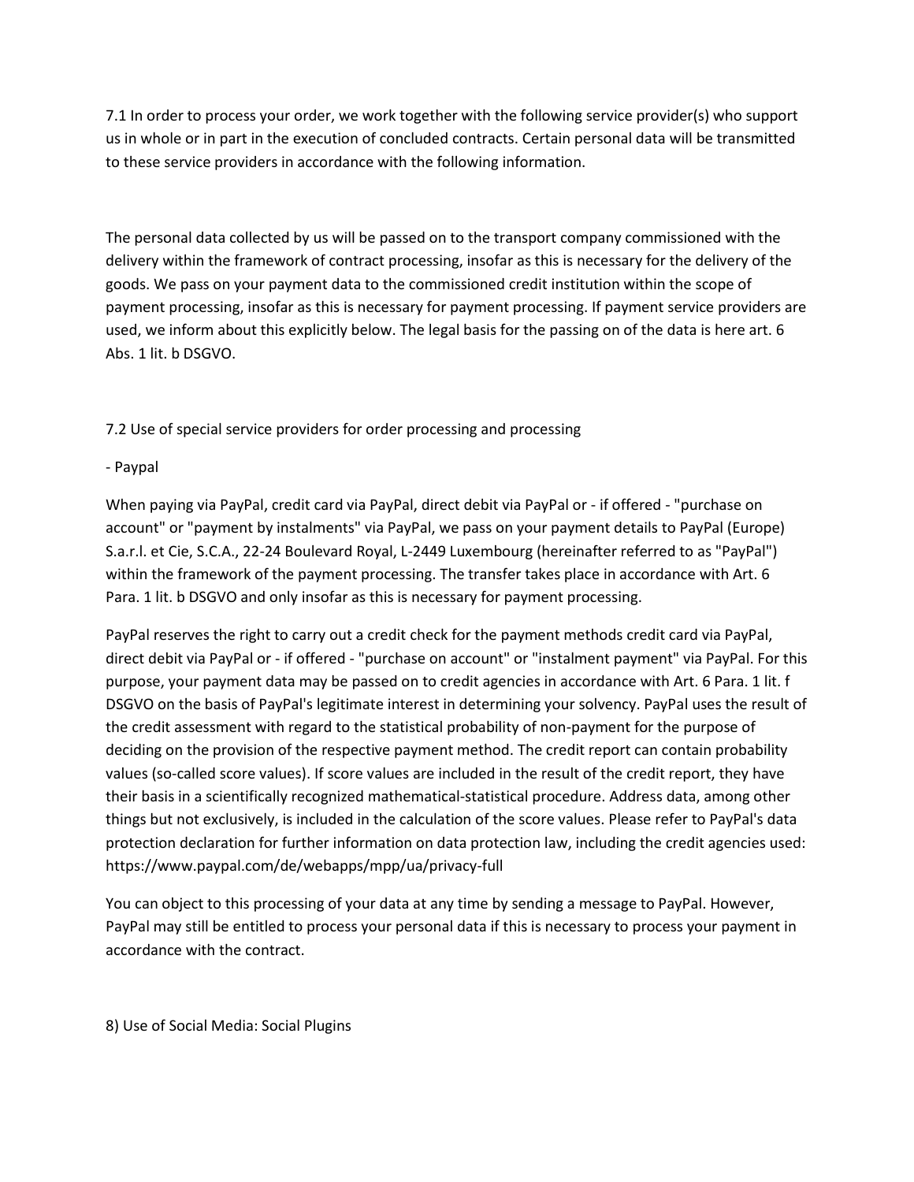7.1 In order to process your order, we work together with the following service provider(s) who support us in whole or in part in the execution of concluded contracts. Certain personal data will be transmitted to these service providers in accordance with the following information.

The personal data collected by us will be passed on to the transport company commissioned with the delivery within the framework of contract processing, insofar as this is necessary for the delivery of the goods. We pass on your payment data to the commissioned credit institution within the scope of payment processing, insofar as this is necessary for payment processing. If payment service providers are used, we inform about this explicitly below. The legal basis for the passing on of the data is here art. 6 Abs. 1 lit. b DSGVO.

7.2 Use of special service providers for order processing and processing

- Paypal

When paying via PayPal, credit card via PayPal, direct debit via PayPal or - if offered - "purchase on account" or "payment by instalments" via PayPal, we pass on your payment details to PayPal (Europe) S.a.r.l. et Cie, S.C.A., 22-24 Boulevard Royal, L-2449 Luxembourg (hereinafter referred to as "PayPal") within the framework of the payment processing. The transfer takes place in accordance with Art. 6 Para. 1 lit. b DSGVO and only insofar as this is necessary for payment processing.

PayPal reserves the right to carry out a credit check for the payment methods credit card via PayPal, direct debit via PayPal or - if offered - "purchase on account" or "instalment payment" via PayPal. For this purpose, your payment data may be passed on to credit agencies in accordance with Art. 6 Para. 1 lit. f DSGVO on the basis of PayPal's legitimate interest in determining your solvency. PayPal uses the result of the credit assessment with regard to the statistical probability of non-payment for the purpose of deciding on the provision of the respective payment method. The credit report can contain probability values (so-called score values). If score values are included in the result of the credit report, they have their basis in a scientifically recognized mathematical-statistical procedure. Address data, among other things but not exclusively, is included in the calculation of the score values. Please refer to PayPal's data protection declaration for further information on data protection law, including the credit agencies used: https://www.paypal.com/de/webapps/mpp/ua/privacy-full

You can object to this processing of your data at any time by sending a message to PayPal. However, PayPal may still be entitled to process your personal data if this is necessary to process your payment in accordance with the contract.

8) Use of Social Media: Social Plugins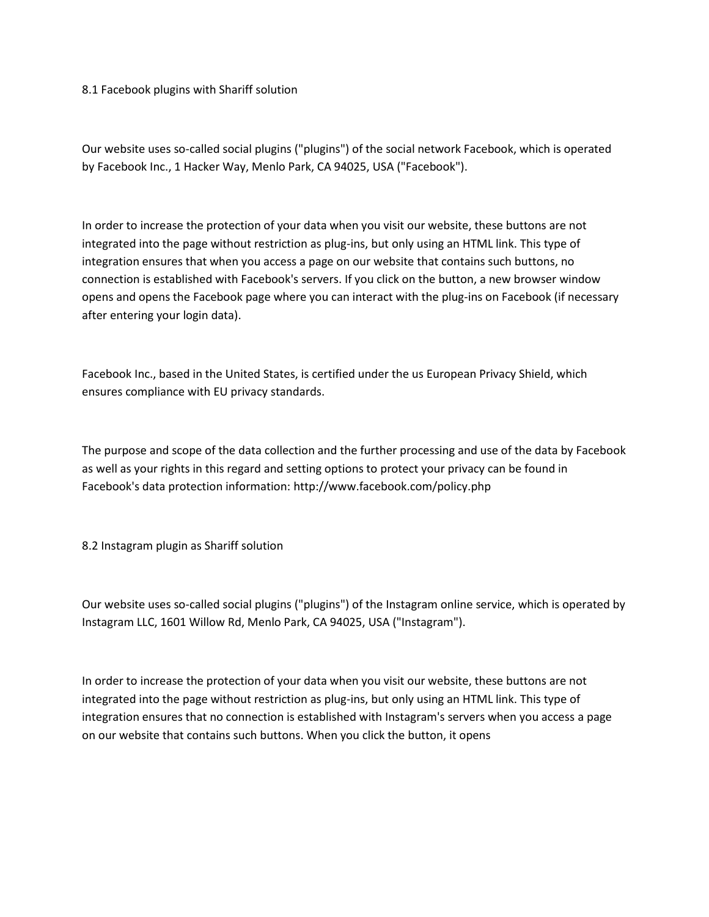### 8.1 Facebook plugins with Shariff solution

Our website uses so-called social plugins ("plugins") of the social network Facebook, which is operated by Facebook Inc., 1 Hacker Way, Menlo Park, CA 94025, USA ("Facebook").

In order to increase the protection of your data when you visit our website, these buttons are not integrated into the page without restriction as plug-ins, but only using an HTML link. This type of integration ensures that when you access a page on our website that contains such buttons, no connection is established with Facebook's servers. If you click on the button, a new browser window opens and opens the Facebook page where you can interact with the plug-ins on Facebook (if necessary after entering your login data).

Facebook Inc., based in the United States, is certified under the us European Privacy Shield, which ensures compliance with EU privacy standards.

The purpose and scope of the data collection and the further processing and use of the data by Facebook as well as your rights in this regard and setting options to protect your privacy can be found in Facebook's data protection information: http://www.facebook.com/policy.php

### 8.2 Instagram plugin as Shariff solution

Our website uses so-called social plugins ("plugins") of the Instagram online service, which is operated by Instagram LLC, 1601 Willow Rd, Menlo Park, CA 94025, USA ("Instagram").

In order to increase the protection of your data when you visit our website, these buttons are not integrated into the page without restriction as plug-ins, but only using an HTML link. This type of integration ensures that no connection is established with Instagram's servers when you access a page on our website that contains such buttons. When you click the button, it opens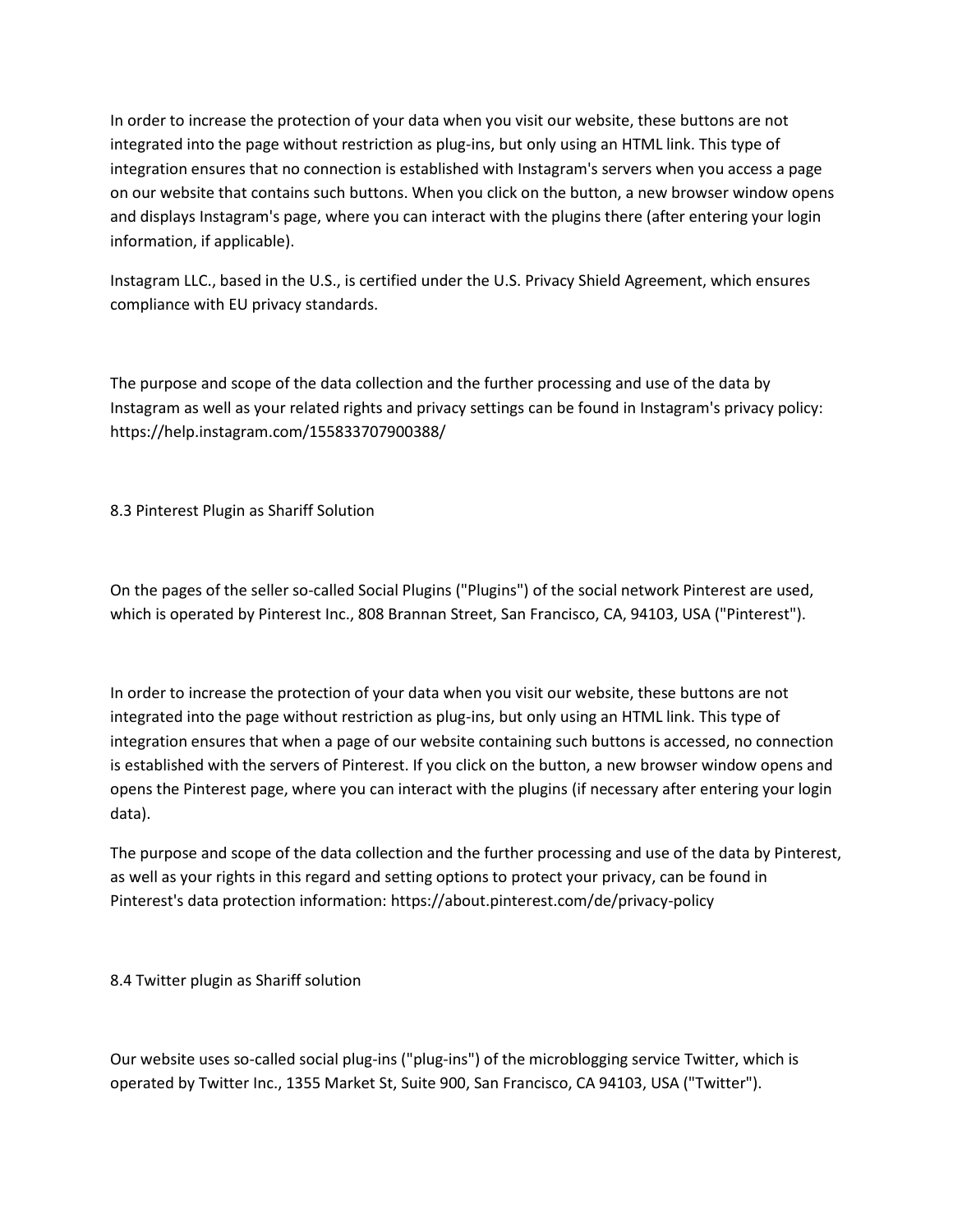In order to increase the protection of your data when you visit our website, these buttons are not integrated into the page without restriction as plug-ins, but only using an HTML link. This type of integration ensures that no connection is established with Instagram's servers when you access a page on our website that contains such buttons. When you click on the button, a new browser window opens and displays Instagram's page, where you can interact with the plugins there (after entering your login information, if applicable).

Instagram LLC., based in the U.S., is certified under the U.S. Privacy Shield Agreement, which ensures compliance with EU privacy standards.

The purpose and scope of the data collection and the further processing and use of the data by Instagram as well as your related rights and privacy settings can be found in Instagram's privacy policy: https://help.instagram.com/155833707900388/

## 8.3 Pinterest Plugin as Shariff Solution

On the pages of the seller so-called Social Plugins ("Plugins") of the social network Pinterest are used, which is operated by Pinterest Inc., 808 Brannan Street, San Francisco, CA, 94103, USA ("Pinterest").

In order to increase the protection of your data when you visit our website, these buttons are not integrated into the page without restriction as plug-ins, but only using an HTML link. This type of integration ensures that when a page of our website containing such buttons is accessed, no connection is established with the servers of Pinterest. If you click on the button, a new browser window opens and opens the Pinterest page, where you can interact with the plugins (if necessary after entering your login data).

The purpose and scope of the data collection and the further processing and use of the data by Pinterest, as well as your rights in this regard and setting options to protect your privacy, can be found in Pinterest's data protection information: https://about.pinterest.com/de/privacy-policy

## 8.4 Twitter plugin as Shariff solution

Our website uses so-called social plug-ins ("plug-ins") of the microblogging service Twitter, which is operated by Twitter Inc., 1355 Market St, Suite 900, San Francisco, CA 94103, USA ("Twitter").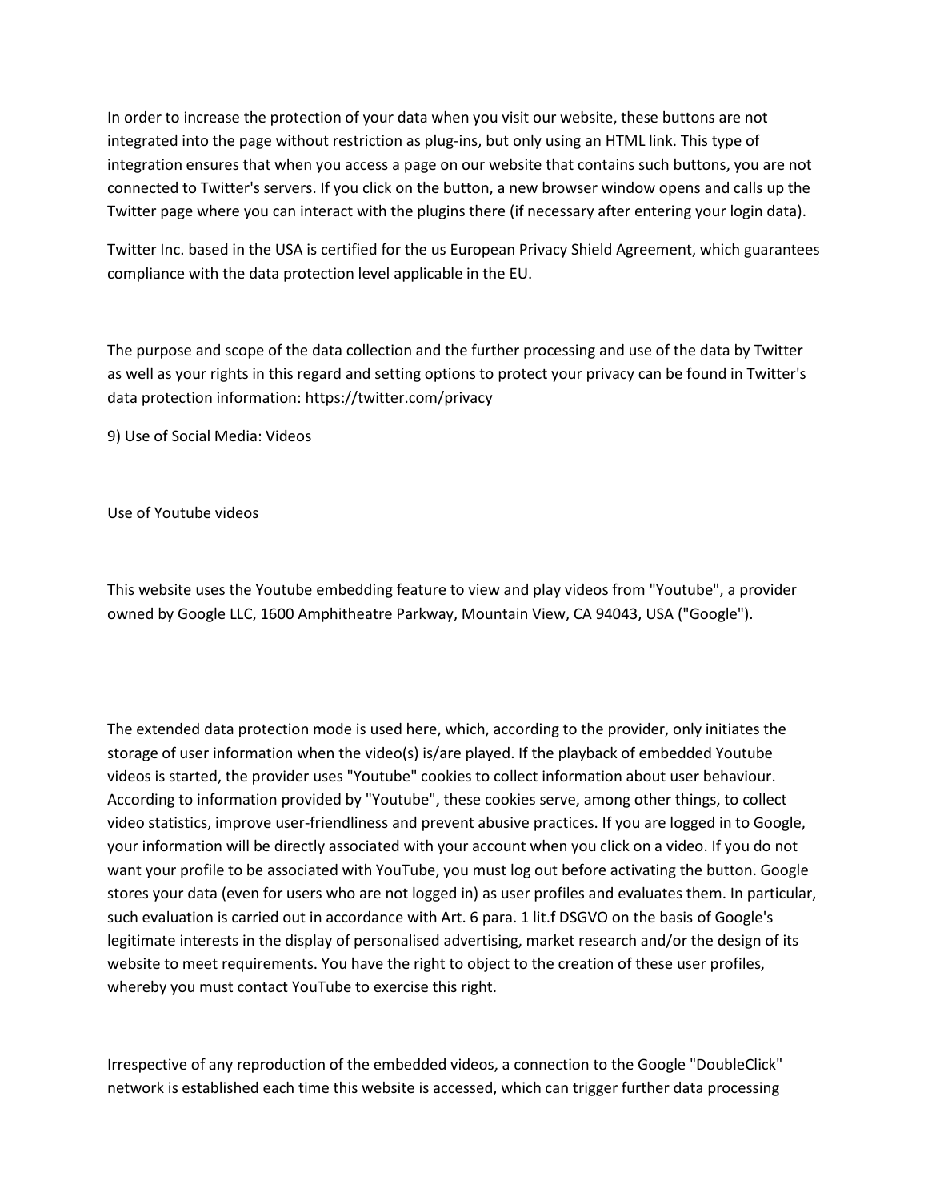In order to increase the protection of your data when you visit our website, these buttons are not integrated into the page without restriction as plug-ins, but only using an HTML link. This type of integration ensures that when you access a page on our website that contains such buttons, you are not connected to Twitter's servers. If you click on the button, a new browser window opens and calls up the Twitter page where you can interact with the plugins there (if necessary after entering your login data).

Twitter Inc. based in the USA is certified for the us European Privacy Shield Agreement, which guarantees compliance with the data protection level applicable in the EU.

The purpose and scope of the data collection and the further processing and use of the data by Twitter as well as your rights in this regard and setting options to protect your privacy can be found in Twitter's data protection information: https://twitter.com/privacy

## 9) Use of Social Media: Videos

### Use of Youtube videos

This website uses the Youtube embedding feature to view and play videos from "Youtube", a provider owned by Google LLC, 1600 Amphitheatre Parkway, Mountain View, CA 94043, USA ("Google").

The extended data protection mode is used here, which, according to the provider, only initiates the storage of user information when the video(s) is/are played. If the playback of embedded Youtube videos is started, the provider uses "Youtube" cookies to collect information about user behaviour. According to information provided by "Youtube", these cookies serve, among other things, to collect video statistics, improve user-friendliness and prevent abusive practices. If you are logged in to Google, your information will be directly associated with your account when you click on a video. If you do not want your profile to be associated with YouTube, you must log out before activating the button. Google stores your data (even for users who are not logged in) as user profiles and evaluates them. In particular, such evaluation is carried out in accordance with Art. 6 para. 1 lit.f DSGVO on the basis of Google's legitimate interests in the display of personalised advertising, market research and/or the design of its website to meet requirements. You have the right to object to the creation of these user profiles, whereby you must contact YouTube to exercise this right.

Irrespective of any reproduction of the embedded videos, a connection to the Google "DoubleClick" network is established each time this website is accessed, which can trigger further data processing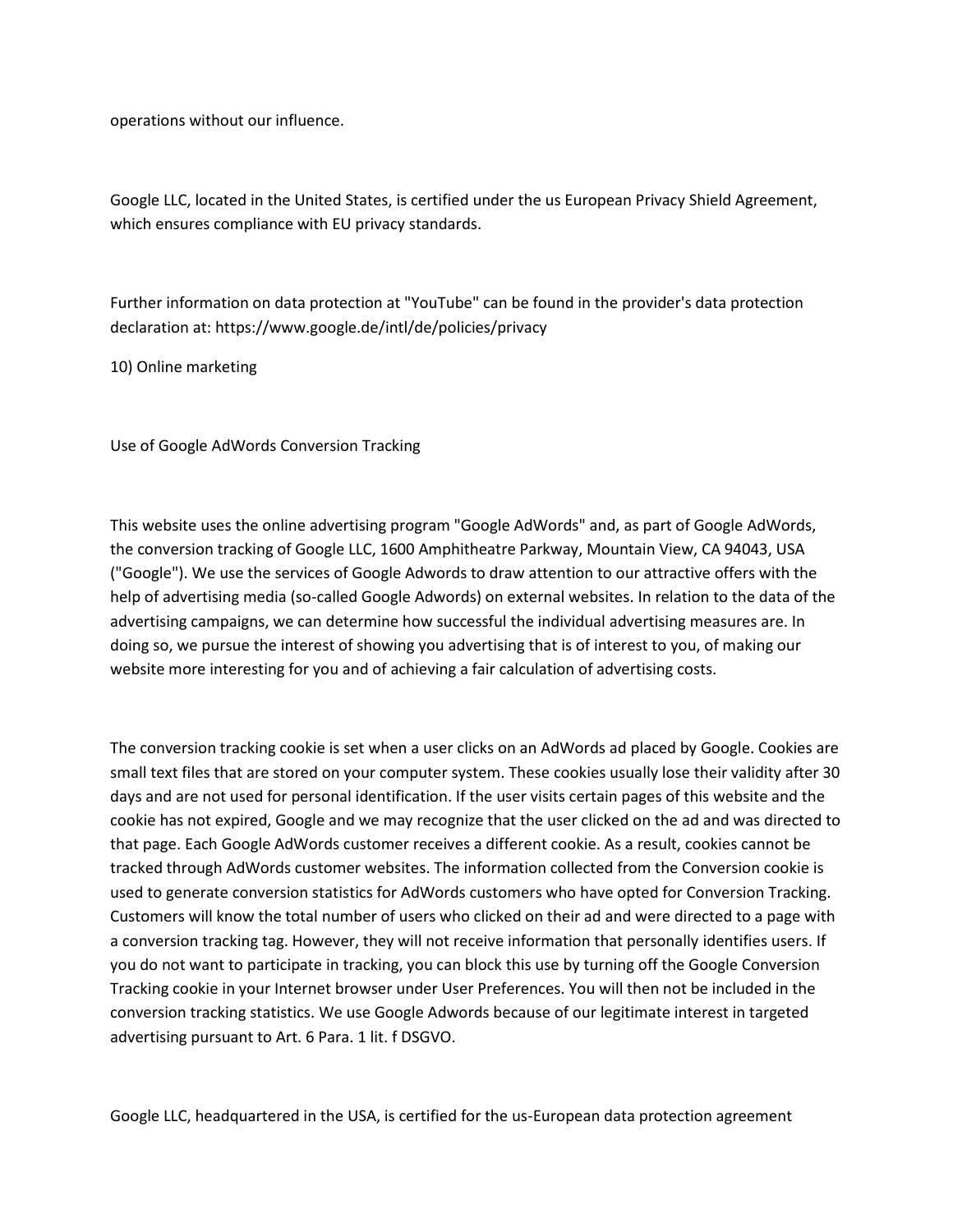operations without our influence.

Google LLC, located in the United States, is certified under the us European Privacy Shield Agreement, which ensures compliance with EU privacy standards.

Further information on data protection at "YouTube" can be found in the provider's data protection declaration at: https://www.google.de/intl/de/policies/privacy

## 10) Online marketing

### Use of Google AdWords Conversion Tracking

This website uses the online advertising program "Google AdWords" and, as part of Google AdWords, the conversion tracking of Google LLC, 1600 Amphitheatre Parkway, Mountain View, CA 94043, USA ("Google"). We use the services of Google Adwords to draw attention to our attractive offers with the help of advertising media (so-called Google Adwords) on external websites. In relation to the data of the advertising campaigns, we can determine how successful the individual advertising measures are. In doing so, we pursue the interest of showing you advertising that is of interest to you, of making our website more interesting for you and of achieving a fair calculation of advertising costs.

The conversion tracking cookie is set when a user clicks on an AdWords ad placed by Google. Cookies are small text files that are stored on your computer system. These cookies usually lose their validity after 30 days and are not used for personal identification. If the user visits certain pages of this website and the cookie has not expired, Google and we may recognize that the user clicked on the ad and was directed to that page. Each Google AdWords customer receives a different cookie. As a result, cookies cannot be tracked through AdWords customer websites. The information collected from the Conversion cookie is used to generate conversion statistics for AdWords customers who have opted for Conversion Tracking. Customers will know the total number of users who clicked on their ad and were directed to a page with a conversion tracking tag. However, they will not receive information that personally identifies users. If you do not want to participate in tracking, you can block this use by turning off the Google Conversion Tracking cookie in your Internet browser under User Preferences. You will then not be included in the conversion tracking statistics. We use Google Adwords because of our legitimate interest in targeted advertising pursuant to Art. 6 Para. 1 lit. f DSGVO.

Google LLC, headquartered in the USA, is certified for the us-European data protection agreement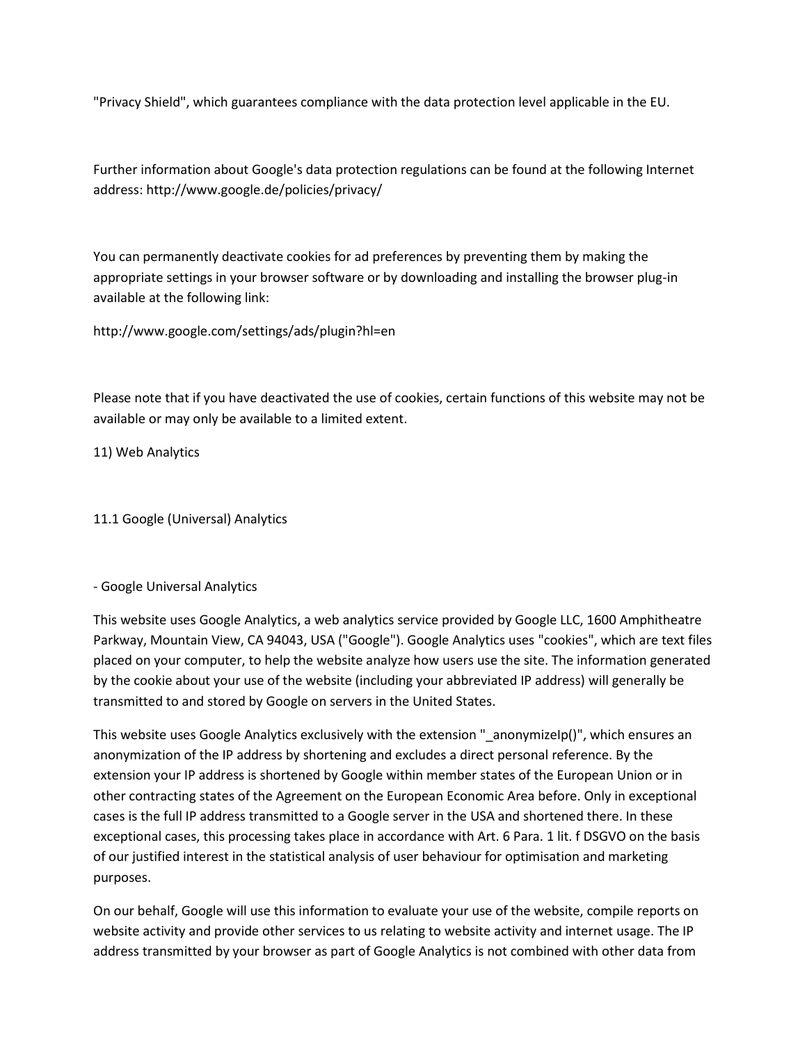"Privacy Shield", which guarantees compliance with the data protection level applicable in the EU.

Further information about Google's data protection regulations can be found at the following Internet address: http://www.google.de/policies/privacy/

You can permanently deactivate cookies for ad preferences by preventing them by making the appropriate settings in your browser software or by downloading and installing the browser plug-in available at the following link:

http://www.google.com/settings/ads/plugin?hl=en

Please note that if you have deactivated the use of cookies, certain functions of this website may not be available or may only be available to a limited extent.

## 11) Web Analytics

### 11.1 Google (Universal) Analytics

- Google Universal Analytics

This website uses Google Analytics, a web analytics service provided by Google LLC, 1600 Amphitheatre Parkway, Mountain View, CA 94043, USA ("Google"). Google Analytics uses "cookies", which are text files placed on your computer, to help the website analyze how users use the site. The information generated by the cookie about your use of the website (including your abbreviated IP address) will generally be transmitted to and stored by Google on servers in the United States.

This website uses Google Analytics exclusively with the extension "_anonymizeIp()", which ensures an anonymization of the IP address by shortening and excludes a direct personal reference. By the extension your IP address is shortened by Google within member states of the European Union or in other contracting states of the Agreement on the European Economic Area before. Only in exceptional cases is the full IP address transmitted to a Google server in the USA and shortened there. In these exceptional cases, this processing takes place in accordance with Art. 6 Para. 1 lit. f DSGVO on the basis of our justified interest in the statistical analysis of user behaviour for optimisation and marketing purposes.

On our behalf, Google will use this information to evaluate your use of the website, compile reports on website activity and provide other services to us relating to website activity and internet usage. The IP address transmitted by your browser as part of Google Analytics is not combined with other data from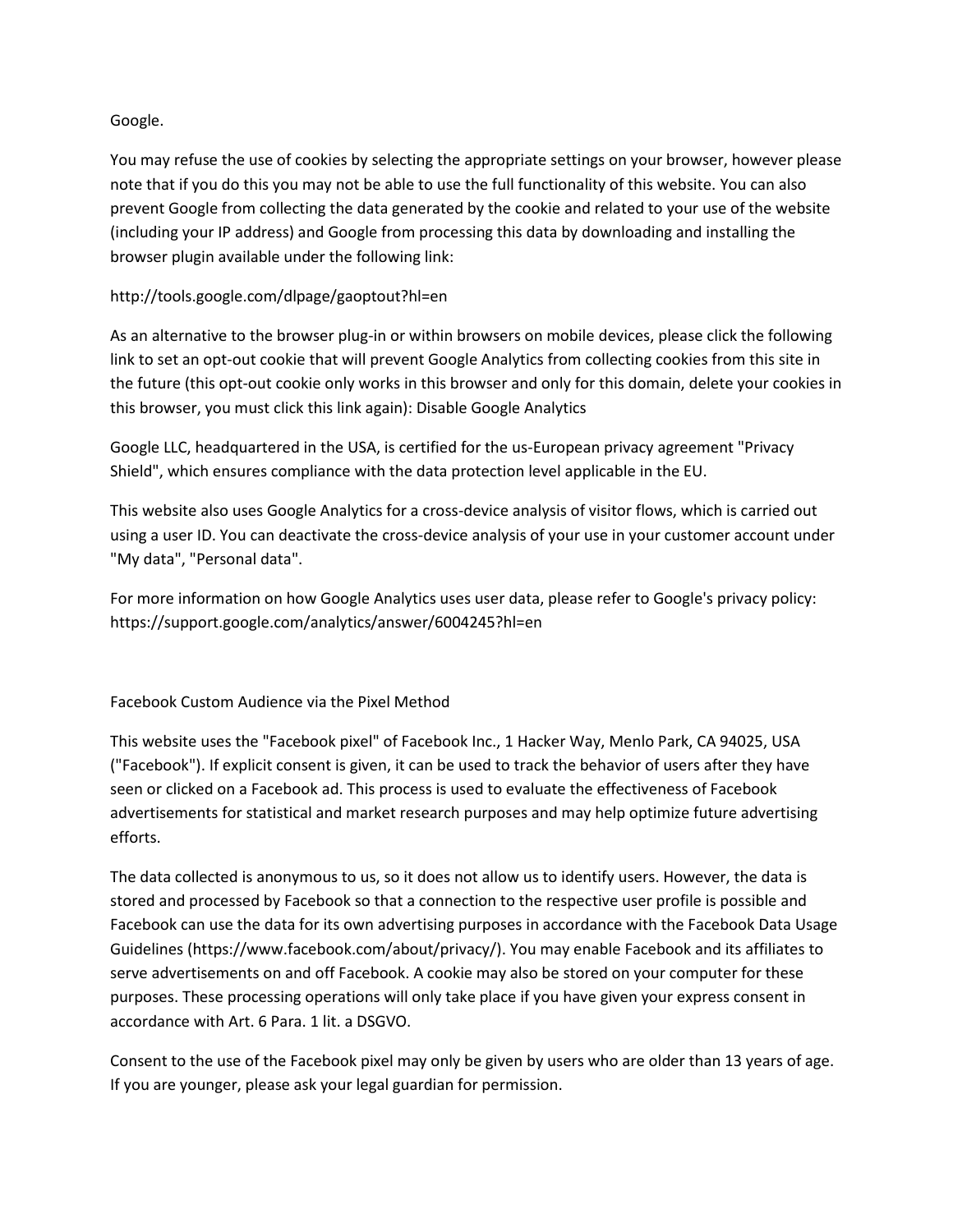Google.

You may refuse the use of cookies by selecting the appropriate settings on your browser, however please note that if you do this you may not be able to use the full functionality of this website. You can also prevent Google from collecting the data generated by the cookie and related to your use of the website (including your IP address) and Google from processing this data by downloading and installing the browser plugin available under the following link:

http://tools.google.com/dlpage/gaoptout?hl=en

As an alternative to the browser plug-in or within browsers on mobile devices, please click the following link to set an opt-out cookie that will prevent Google Analytics from collecting cookies from this site in the future (this opt-out cookie only works in this browser and only for this domain, delete your cookies in this browser, you must click this link again): Disable Google Analytics

Google LLC, headquartered in the USA, is certified for the us-European privacy agreement "Privacy Shield", which ensures compliance with the data protection level applicable in the EU.

This website also uses Google Analytics for a cross-device analysis of visitor flows, which is carried out using a user ID. You can deactivate the cross-device analysis of your use in your customer account under "My data", "Personal data".

For more information on how Google Analytics uses user data, please refer to Google's privacy policy: https://support.google.com/analytics/answer/6004245?hl=en

## Facebook Custom Audience via the Pixel Method

This website uses the "Facebook pixel" of Facebook Inc., 1 Hacker Way, Menlo Park, CA 94025, USA ("Facebook"). If explicit consent is given, it can be used to track the behavior of users after they have seen or clicked on a Facebook ad. This process is used to evaluate the effectiveness of Facebook advertisements for statistical and market research purposes and may help optimize future advertising efforts.

The data collected is anonymous to us, so it does not allow us to identify users. However, the data is stored and processed by Facebook so that a connection to the respective user profile is possible and Facebook can use the data for its own advertising purposes in accordance with the Facebook Data Usage Guidelines (https://www.facebook.com/about/privacy/). You may enable Facebook and its affiliates to serve advertisements on and off Facebook. A cookie may also be stored on your computer for these purposes. These processing operations will only take place if you have given your express consent in accordance with Art. 6 Para. 1 lit. a DSGVO.

Consent to the use of the Facebook pixel may only be given by users who are older than 13 years of age. If you are younger, please ask your legal guardian for permission.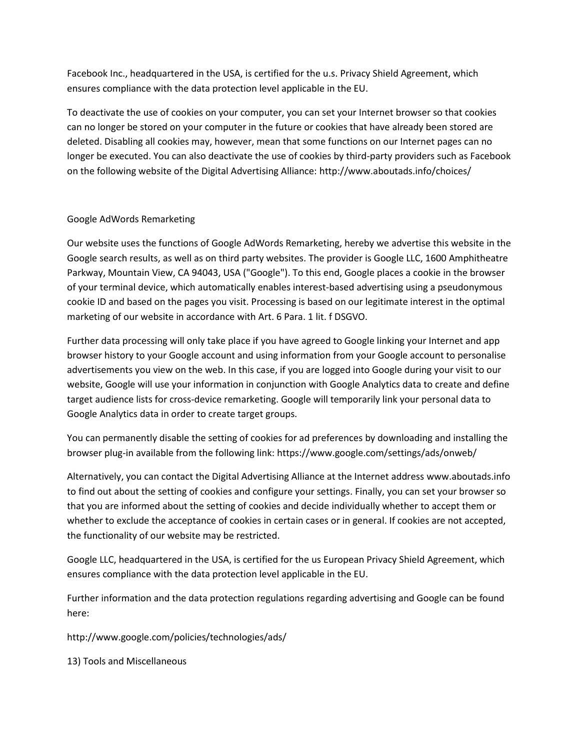Facebook Inc., headquartered in the USA, is certified for the u.s. Privacy Shield Agreement, which ensures compliance with the data protection level applicable in the EU.

To deactivate the use of cookies on your computer, you can set your Internet browser so that cookies can no longer be stored on your computer in the future or cookies that have already been stored are deleted. Disabling all cookies may, however, mean that some functions on our Internet pages can no longer be executed. You can also deactivate the use of cookies by third-party providers such as Facebook on the following website of the Digital Advertising Alliance: http://www.aboutads.info/choices/

## Google AdWords Remarketing

Our website uses the functions of Google AdWords Remarketing, hereby we advertise this website in the Google search results, as well as on third party websites. The provider is Google LLC, 1600 Amphitheatre Parkway, Mountain View, CA 94043, USA ("Google"). To this end, Google places a cookie in the browser of your terminal device, which automatically enables interest-based advertising using a pseudonymous cookie ID and based on the pages you visit. Processing is based on our legitimate interest in the optimal marketing of our website in accordance with Art. 6 Para. 1 lit. f DSGVO.

Further data processing will only take place if you have agreed to Google linking your Internet and app browser history to your Google account and using information from your Google account to personalise advertisements you view on the web. In this case, if you are logged into Google during your visit to our website, Google will use your information in conjunction with Google Analytics data to create and define target audience lists for cross-device remarketing. Google will temporarily link your personal data to Google Analytics data in order to create target groups.

You can permanently disable the setting of cookies for ad preferences by downloading and installing the browser plug-in available from the following link: https://www.google.com/settings/ads/onweb/

Alternatively, you can contact the Digital Advertising Alliance at the Internet address www.aboutads.info to find out about the setting of cookies and configure your settings. Finally, you can set your browser so that you are informed about the setting of cookies and decide individually whether to accept them or whether to exclude the acceptance of cookies in certain cases or in general. If cookies are not accepted, the functionality of our website may be restricted.

Google LLC, headquartered in the USA, is certified for the us European Privacy Shield Agreement, which ensures compliance with the data protection level applicable in the EU.

Further information and the data protection regulations regarding advertising and Google can be found here:

http://www.google.com/policies/technologies/ads/

## 13) Tools and Miscellaneous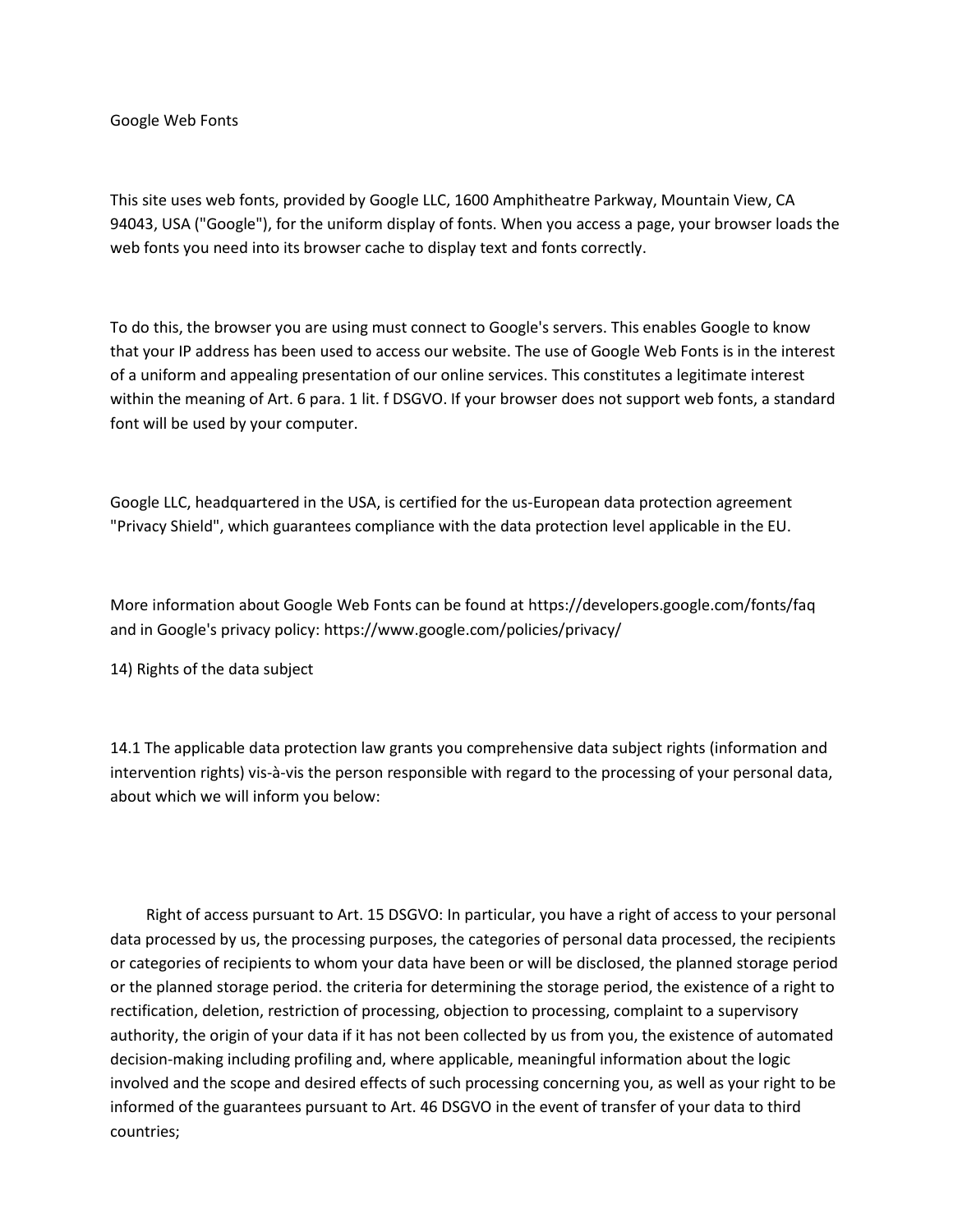Google Web Fonts

This site uses web fonts, provided by Google LLC, 1600 Amphitheatre Parkway, Mountain View, CA 94043, USA ("Google"), for the uniform display of fonts. When you access a page, your browser loads the web fonts you need into its browser cache to display text and fonts correctly.

To do this, the browser you are using must connect to Google's servers. This enables Google to know that your IP address has been used to access our website. The use of Google Web Fonts is in the interest of a uniform and appealing presentation of our online services. This constitutes a legitimate interest within the meaning of Art. 6 para. 1 lit. f DSGVO. If your browser does not support web fonts, a standard font will be used by your computer.

Google LLC, headquartered in the USA, is certified for the us-European data protection agreement "Privacy Shield", which guarantees compliance with the data protection level applicable in the EU.

More information about Google Web Fonts can be found at https://developers.google.com/fonts/faq and in Google's privacy policy: https://www.google.com/policies/privacy/

14) Rights of the data subject

14.1 The applicable data protection law grants you comprehensive data subject rights (information and intervention rights) vis-à-vis the person responsible with regard to the processing of your personal data, about which we will inform you below:

Right of access pursuant to Art. 15 DSGVO: In particular, you have a right of access to your personal data processed by us, the processing purposes, the categories of personal data processed, the recipients or categories of recipients to whom your data have been or will be disclosed, the planned storage period or the planned storage period. the criteria for determining the storage period, the existence of a right to rectification, deletion, restriction of processing, objection to processing, complaint to a supervisory authority, the origin of your data if it has not been collected by us from you, the existence of automated decision-making including profiling and, where applicable, meaningful information about the logic involved and the scope and desired effects of such processing concerning you, as well as your right to be informed of the guarantees pursuant to Art. 46 DSGVO in the event of transfer of your data to third countries;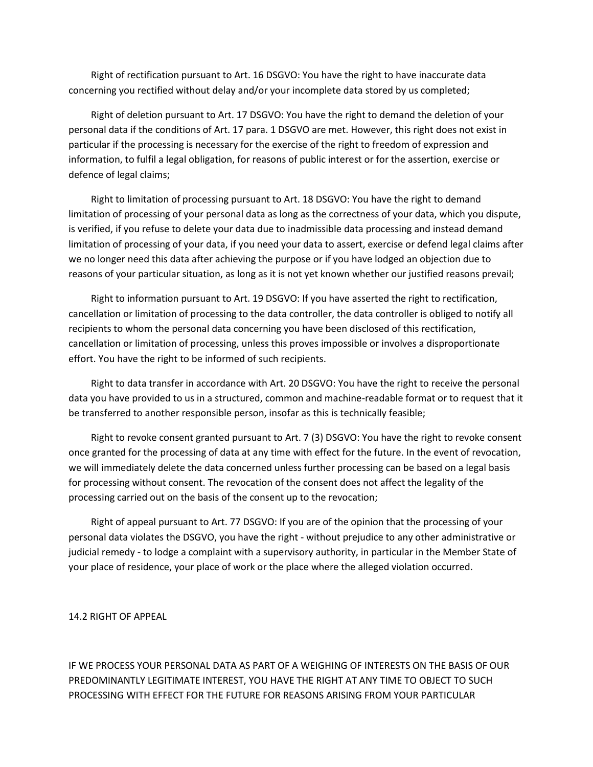Right of rectification pursuant to Art. 16 DSGVO: You have the right to have inaccurate data concerning you rectified without delay and/or your incomplete data stored by us completed;

Right of deletion pursuant to Art. 17 DSGVO: You have the right to demand the deletion of your personal data if the conditions of Art. 17 para. 1 DSGVO are met. However, this right does not exist in particular if the processing is necessary for the exercise of the right to freedom of expression and information, to fulfil a legal obligation, for reasons of public interest or for the assertion, exercise or defence of legal claims;

Right to limitation of processing pursuant to Art. 18 DSGVO: You have the right to demand limitation of processing of your personal data as long as the correctness of your data, which you dispute, is verified, if you refuse to delete your data due to inadmissible data processing and instead demand limitation of processing of your data, if you need your data to assert, exercise or defend legal claims after we no longer need this data after achieving the purpose or if you have lodged an objection due to reasons of your particular situation, as long as it is not yet known whether our justified reasons prevail;

Right to information pursuant to Art. 19 DSGVO: If you have asserted the right to rectification, cancellation or limitation of processing to the data controller, the data controller is obliged to notify all recipients to whom the personal data concerning you have been disclosed of this rectification, cancellation or limitation of processing, unless this proves impossible or involves a disproportionate effort. You have the right to be informed of such recipients.

Right to data transfer in accordance with Art. 20 DSGVO: You have the right to receive the personal data you have provided to us in a structured, common and machine-readable format or to request that it be transferred to another responsible person, insofar as this is technically feasible;

Right to revoke consent granted pursuant to Art. 7 (3) DSGVO: You have the right to revoke consent once granted for the processing of data at any time with effect for the future. In the event of revocation, we will immediately delete the data concerned unless further processing can be based on a legal basis for processing without consent. The revocation of the consent does not affect the legality of the processing carried out on the basis of the consent up to the revocation;

Right of appeal pursuant to Art. 77 DSGVO: If you are of the opinion that the processing of your personal data violates the DSGVO, you have the right - without prejudice to any other administrative or judicial remedy - to lodge a complaint with a supervisory authority, in particular in the Member State of your place of residence, your place of work or the place where the alleged violation occurred.

## 14.2 RIGHT OF APPEAL

IF WE PROCESS YOUR PERSONAL DATA AS PART OF A WEIGHING OF INTERESTS ON THE BASIS OF OUR PREDOMINANTLY LEGITIMATE INTEREST, YOU HAVE THE RIGHT AT ANY TIME TO OBJECT TO SUCH PROCESSING WITH EFFECT FOR THE FUTURE FOR REASONS ARISING FROM YOUR PARTICULAR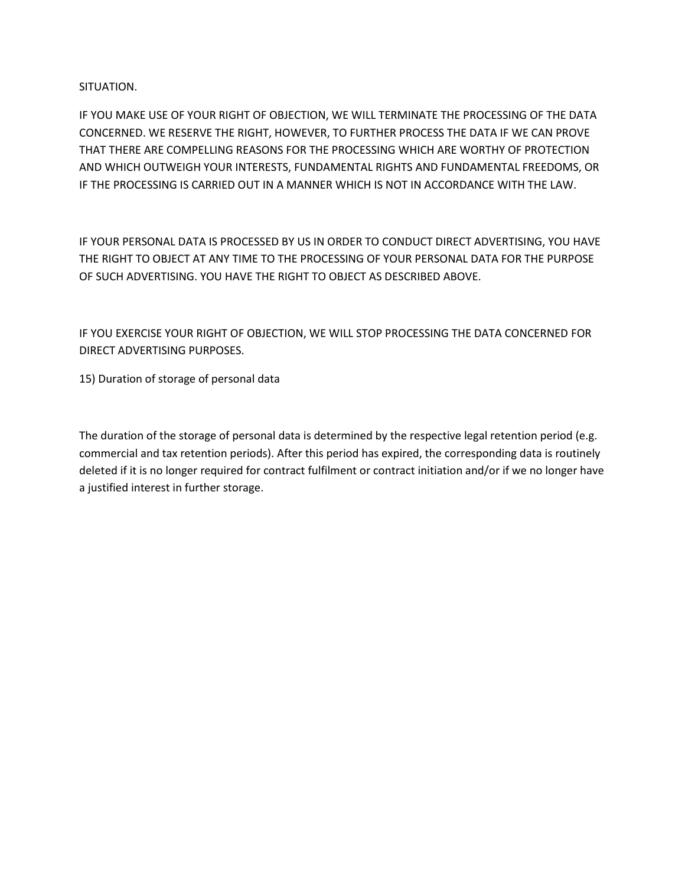SITUATION.

IF YOU MAKE USE OF YOUR RIGHT OF OBJECTION, WE WILL TERMINATE THE PROCESSING OF THE DATA CONCERNED. WE RESERVE THE RIGHT, HOWEVER, TO FURTHER PROCESS THE DATA IF WE CAN PROVE THAT THERE ARE COMPELLING REASONS FOR THE PROCESSING WHICH ARE WORTHY OF PROTECTION AND WHICH OUTWEIGH YOUR INTERESTS, FUNDAMENTAL RIGHTS AND FUNDAMENTAL FREEDOMS, OR IF THE PROCESSING IS CARRIED OUT IN A MANNER WHICH IS NOT IN ACCORDANCE WITH THE LAW.

IF YOUR PERSONAL DATA IS PROCESSED BY US IN ORDER TO CONDUCT DIRECT ADVERTISING, YOU HAVE THE RIGHT TO OBJECT AT ANY TIME TO THE PROCESSING OF YOUR PERSONAL DATA FOR THE PURPOSE OF SUCH ADVERTISING. YOU HAVE THE RIGHT TO OBJECT AS DESCRIBED ABOVE.

IF YOU EXERCISE YOUR RIGHT OF OBJECTION, WE WILL STOP PROCESSING THE DATA CONCERNED FOR DIRECT ADVERTISING PURPOSES.

## 15) Duration of storage of personal data

The duration of the storage of personal data is determined by the respective legal retention period (e.g. commercial and tax retention periods). After this period has expired, the corresponding data is routinely deleted if it is no longer required for contract fulfilment or contract initiation and/or if we no longer have a justified interest in further storage.